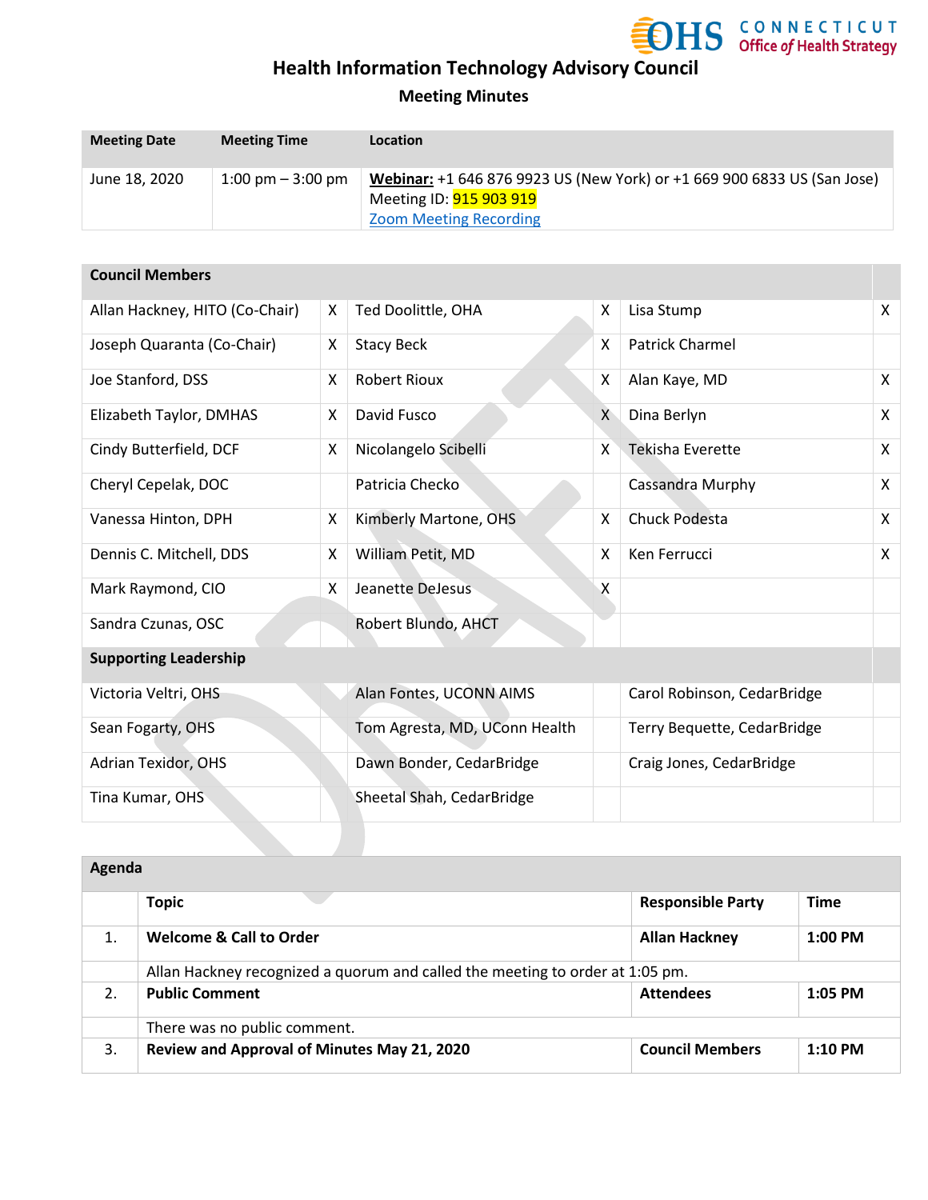# Health Information Technology Advisory Council

## Meeting Minutes

| Meeting Date | Meeting Time | Location |
|---|---|---|
| June 18, 2020 | 1:00 pm – 3:00 pm | **Webinar:** +1 646 876 9923 US (New York) or +1 669 900 6833 US (San Jose)<br>Meeting ID: 915 903 919<br>Zoom Meeting Recording |

| Council Members | | | | | |
|---|---|---|---|---|---|
| Allan Hackney, HITO (Co-Chair) | X | Ted Doolittle, OHA | X | Lisa Stump | X |
| Joseph Quaranta (Co-Chair) | X | Stacy Beck | X | Patrick Charmel | |
| Joe Stanford, DSS | X | Robert Rioux | X | Alan Kaye, MD | X |
| Elizabeth Taylor, DMHAS | X | David Fusco | X | Dina Berlyn | X |
| Cindy Butterfield, DCF | X | Nicolangelo Scibelli | X | Tekisha Everette | X |
| Cheryl Cepelak, DOC | | Patricia Checko | | Cassandra Murphy | X |
| Vanessa Hinton, DPH | X | Kimberly Martone, OHS | X | Chuck Podesta | X |
| Dennis C. Mitchell, DDS | X | William Petit, MD | X | Ken Ferrucci | X |
| Mark Raymond, CIO | X | Jeanette DeJesus | X | | |
| Sandra Czunas, OSC | | Robert Blundo, AHCT | | | |
| **Supporting Leadership** | | | | | |
| Victoria Veltri, OHS | | Alan Fontes, UCONN AIMS | | Carol Robinson, CedarBridge | |
| Sean Fogarty, OHS | | Tom Agresta, MD, UConn Health | | Terry Bequette, CedarBridge | |
| Adrian Texidor, OHS | | Dawn Bonder, CedarBridge | | Craig Jones, CedarBridge | |
| Tina Kumar, OHS | | Sheetal Shah, CedarBridge | | | |

| Agenda | | | |
|---|---|---|---|
| | **Topic** | **Responsible Party** | **Time** |
| 1. | **Welcome & Call to Order** | **Allan Hackney** | **1:00 PM** |
| | Allan Hackney recognized a quorum and called the meeting to order at 1:05 pm. | | |
| 2. | **Public Comment** | **Attendees** | **1:05 PM** |
| | There was no public comment. | | |
| 3. | **Review and Approval of Minutes May 21, 2020** | **Council Members** | **1:10 PM** |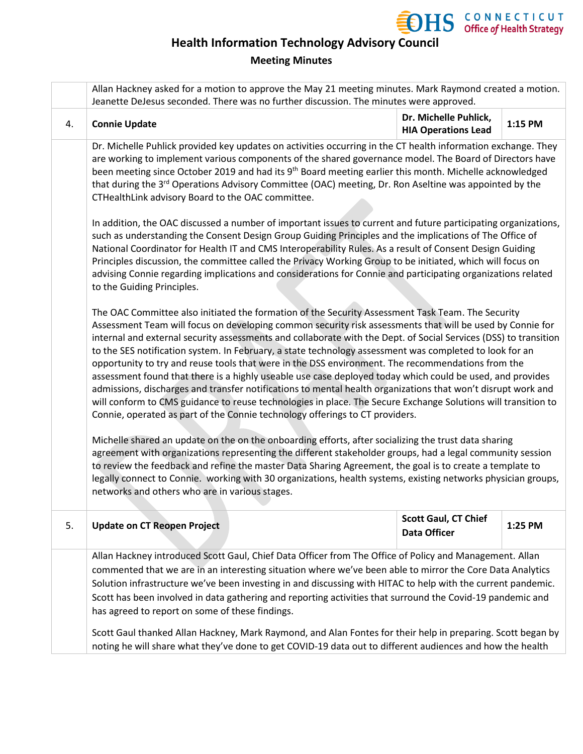# Health Information Technology Advisory Council

## Meeting Minutes

| | | | |
|---|---|---|---|
| | Allan Hackney asked for a motion to approve the May 21 meeting minutes. Mark Raymond created a motion. Jeanette DeJesus seconded. There was no further discussion. The minutes were approved. | | |
| 4. | **Connie Update** | **Dr. Michelle Puhlick, HIA Operations Lead** | **1:15 PM** |
| | Dr. Michelle Puhlick provided key updates on activities occurring in the CT health information exchange. They are working to implement various components of the shared governance model. The Board of Directors have been meeting since October 2019 and had its 9th Board meeting earlier this month. Michelle acknowledged that during the 3rd Operations Advisory Committee (OAC) meeting, Dr. Ron Aseltine was appointed by the CTHealthLink advisory Board to the OAC committee.<br><br>In addition, the OAC discussed a number of important issues to current and future participating organizations, such as understanding the Consent Design Group Guiding Principles and the implications of The Office of National Coordinator for Health IT and CMS Interoperability Rules. As a result of Consent Design Guiding Principles discussion, the committee called the Privacy Working Group to be initiated, which will focus on advising Connie regarding implications and considerations for Connie and participating organizations related to the Guiding Principles.<br><br>The OAC Committee also initiated the formation of the Security Assessment Task Team. The Security Assessment Team will focus on developing common security risk assessments that will be used by Connie for internal and external security assessments and collaborate with the Dept. of Social Services (DSS) to transition to the SES notification system. In February, a state technology assessment was completed to look for an opportunity to try and reuse tools that were in the DSS environment. The recommendations from the assessment found that there is a highly useable use case deployed today which could be used, and provides admissions, discharges and transfer notifications to mental health organizations that won't disrupt work and will conform to CMS guidance to reuse technologies in place. The Secure Exchange Solutions will transition to Connie, operated as part of the Connie technology offerings to CT providers.<br><br>Michelle shared an update on the on the onboarding efforts, after socializing the trust data sharing agreement with organizations representing the different stakeholder groups, had a legal community session to review the feedback and refine the master Data Sharing Agreement, the goal is to create a template to legally connect to Connie. working with 30 organizations, health systems, existing networks physician groups, networks and others who are in various stages. | | |
| 5. | **Update on CT Reopen Project** | **Scott Gaul, CT Chief Data Officer** | **1:25 PM** |
| | Allan Hackney introduced Scott Gaul, Chief Data Officer from The Office of Policy and Management. Allan commented that we are in an interesting situation where we've been able to mirror the Core Data Analytics Solution infrastructure we've been investing in and discussing with HITAC to help with the current pandemic. Scott has been involved in data gathering and reporting activities that surround the Covid-19 pandemic and has agreed to report on some of these findings.<br><br>Scott Gaul thanked Allan Hackney, Mark Raymond, and Alan Fontes for their help in preparing. Scott began by noting he will share what they've done to get COVID-19 data out to different audiences and how the health | | |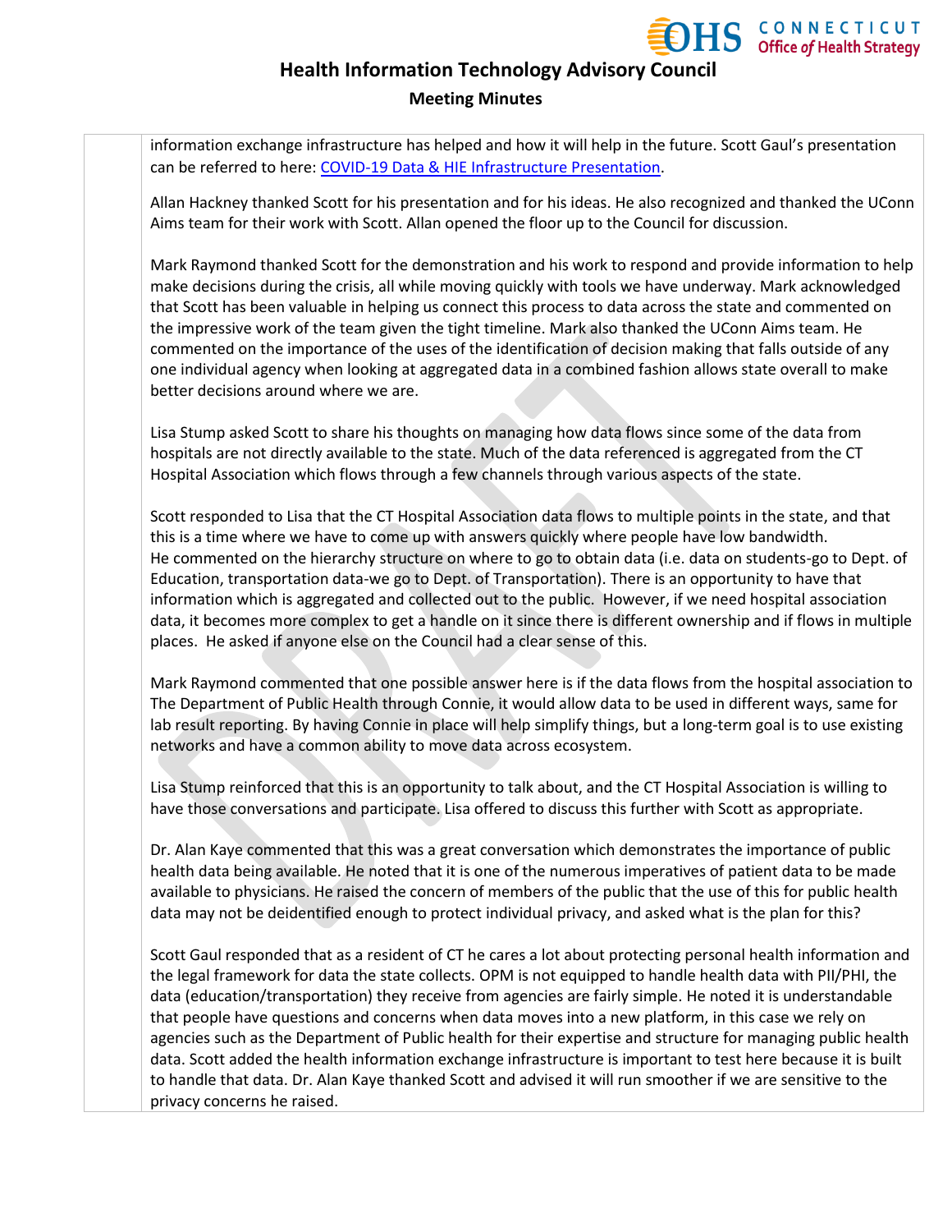information exchange infrastructure has helped and how it will help in the future. Scott Gaul's presentation can be referred to here: [COVID-19 Data & HIE Infrastructure Presentation](#).

Allan Hackney thanked Scott for his presentation and for his ideas. He also recognized and thanked the UConn Aims team for their work with Scott. Allan opened the floor up to the Council for discussion.

Mark Raymond thanked Scott for the demonstration and his work to respond and provide information to help make decisions during the crisis, all while moving quickly with tools we have underway. Mark acknowledged that Scott has been valuable in helping us connect this process to data across the state and commented on the impressive work of the team given the tight timeline. Mark also thanked the UConn Aims team. He commented on the importance of the uses of the identification of decision making that falls outside of any one individual agency when looking at aggregated data in a combined fashion allows state overall to make better decisions around where we are.

Lisa Stump asked Scott to share his thoughts on managing how data flows since some of the data from hospitals are not directly available to the state. Much of the data referenced is aggregated from the CT Hospital Association which flows through a few channels through various aspects of the state.

Scott responded to Lisa that the CT Hospital Association data flows to multiple points in the state, and that this is a time where we have to come up with answers quickly where people have low bandwidth. He commented on the hierarchy structure on where to go to obtain data (i.e. data on students-go to Dept. of Education, transportation data-we go to Dept. of Transportation). There is an opportunity to have that information which is aggregated and collected out to the public. However, if we need hospital association data, it becomes more complex to get a handle on it since there is different ownership and if flows in multiple places. He asked if anyone else on the Council had a clear sense of this.

Mark Raymond commented that one possible answer here is if the data flows from the hospital association to The Department of Public Health through Connie, it would allow data to be used in different ways, same for lab result reporting. By having Connie in place will help simplify things, but a long-term goal is to use existing networks and have a common ability to move data across ecosystem.

Lisa Stump reinforced that this is an opportunity to talk about, and the CT Hospital Association is willing to have those conversations and participate. Lisa offered to discuss this further with Scott as appropriate.

Dr. Alan Kaye commented that this was a great conversation which demonstrates the importance of public health data being available. He noted that it is one of the numerous imperatives of patient data to be made available to physicians. He raised the concern of members of the public that the use of this for public health data may not be deidentified enough to protect individual privacy, and asked what is the plan for this?

Scott Gaul responded that as a resident of CT he cares a lot about protecting personal health information and the legal framework for data the state collects. OPM is not equipped to handle health data with PII/PHI, the data (education/transportation) they receive from agencies are fairly simple. He noted it is understandable that people have questions and concerns when data moves into a new platform, in this case we rely on agencies such as the Department of Public health for their expertise and structure for managing public health data. Scott added the health information exchange infrastructure is important to test here because it is built to handle that data. Dr. Alan Kaye thanked Scott and advised it will run smoother if we are sensitive to the privacy concerns he raised.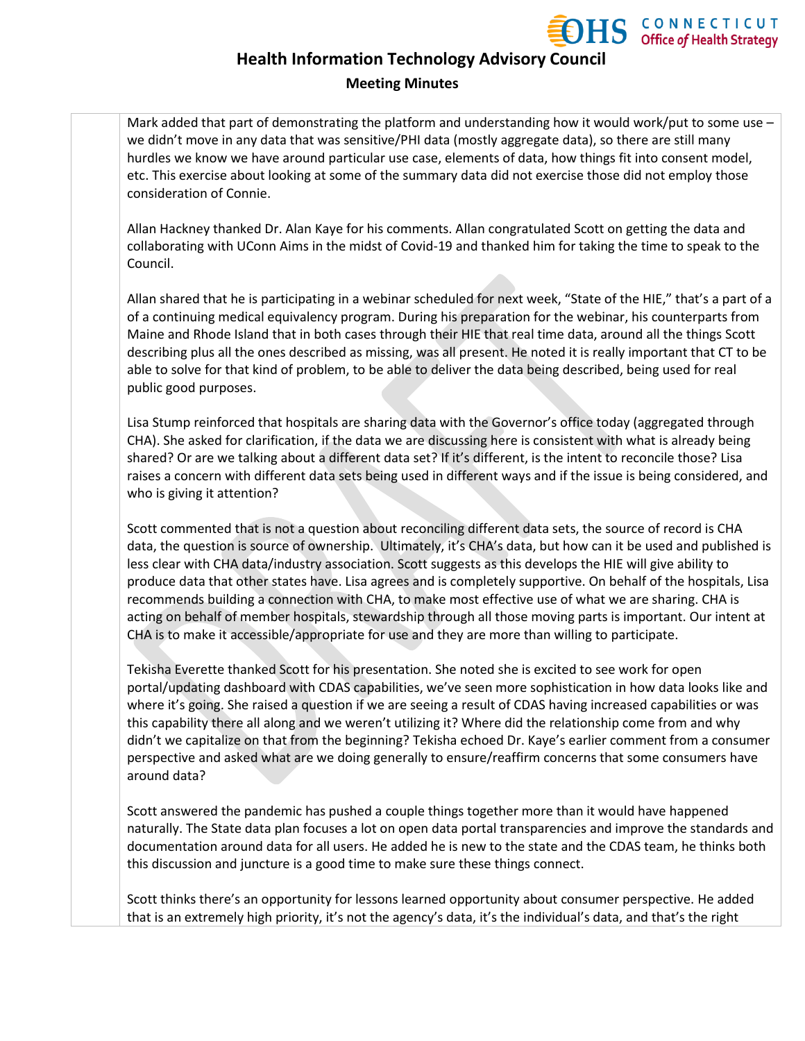Mark added that part of demonstrating the platform and understanding how it would work/put to some use – we didn't move in any data that was sensitive/PHI data (mostly aggregate data), so there are still many hurdles we know we have around particular use case, elements of data, how things fit into consent model, etc. This exercise about looking at some of the summary data did not exercise those did not employ those consideration of Connie.

Allan Hackney thanked Dr. Alan Kaye for his comments. Allan congratulated Scott on getting the data and collaborating with UConn Aims in the midst of Covid-19 and thanked him for taking the time to speak to the Council.

Allan shared that he is participating in a webinar scheduled for next week, "State of the HIE," that's a part of a of a continuing medical equivalency program. During his preparation for the webinar, his counterparts from Maine and Rhode Island that in both cases through their HIE that real time data, around all the things Scott describing plus all the ones described as missing, was all present. He noted it is really important that CT to be able to solve for that kind of problem, to be able to deliver the data being described, being used for real public good purposes.

Lisa Stump reinforced that hospitals are sharing data with the Governor's office today (aggregated through CHA). She asked for clarification, if the data we are discussing here is consistent with what is already being shared? Or are we talking about a different data set? If it's different, is the intent to reconcile those? Lisa raises a concern with different data sets being used in different ways and if the issue is being considered, and who is giving it attention?

Scott commented that is not a question about reconciling different data sets, the source of record is CHA data, the question is source of ownership. Ultimately, it's CHA's data, but how can it be used and published is less clear with CHA data/industry association. Scott suggests as this develops the HIE will give ability to produce data that other states have. Lisa agrees and is completely supportive. On behalf of the hospitals, Lisa recommends building a connection with CHA, to make most effective use of what we are sharing. CHA is acting on behalf of member hospitals, stewardship through all those moving parts is important. Our intent at CHA is to make it accessible/appropriate for use and they are more than willing to participate.

Tekisha Everette thanked Scott for his presentation. She noted she is excited to see work for open portal/updating dashboard with CDAS capabilities, we've seen more sophistication in how data looks like and where it's going. She raised a question if we are seeing a result of CDAS having increased capabilities or was this capability there all along and we weren't utilizing it? Where did the relationship come from and why didn't we capitalize on that from the beginning? Tekisha echoed Dr. Kaye's earlier comment from a consumer perspective and asked what are we doing generally to ensure/reaffirm concerns that some consumers have around data?

Scott answered the pandemic has pushed a couple things together more than it would have happened naturally. The State data plan focuses a lot on open data portal transparencies and improve the standards and documentation around data for all users. He added he is new to the state and the CDAS team, he thinks both this discussion and juncture is a good time to make sure these things connect.

Scott thinks there's an opportunity for lessons learned opportunity about consumer perspective. He added that is an extremely high priority, it's not the agency's data, it's the individual's data, and that's the right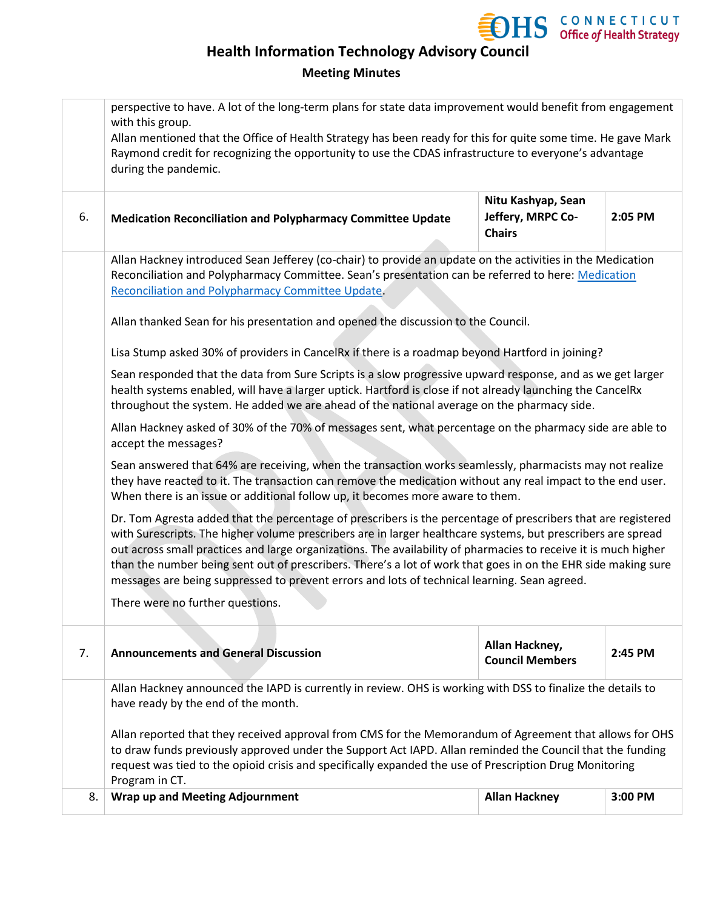# Health Information Technology Advisory Council

## Meeting Minutes

| | | | |
|---|---|---|---|
| | perspective to have. A lot of the long-term plans for state data improvement would benefit from engagement with this group.<br>Allan mentioned that the Office of Health Strategy has been ready for this for quite some time. He gave Mark Raymond credit for recognizing the opportunity to use the CDAS infrastructure to everyone's advantage during the pandemic. | | |
| 6. | **Medication Reconciliation and Polypharmacy Committee Update** | **Nitu Kashyap, Sean Jeffery, MRPC Co-Chairs** | **2:05 PM** |
| | Allan Hackney introduced Sean Jefferey (co-chair) to provide an update on the activities in the Medication Reconciliation and Polypharmacy Committee. Sean's presentation can be referred to here: [Medication Reconciliation and Polypharmacy Committee Update]().<br><br>Allan thanked Sean for his presentation and opened the discussion to the Council.<br><br>Lisa Stump asked 30% of providers in CancelRx if there is a roadmap beyond Hartford in joining?<br><br>Sean responded that the data from Sure Scripts is a slow progressive upward response, and as we get larger health systems enabled, will have a larger uptick. Hartford is close if not already launching the CancelRx throughout the system. He added we are ahead of the national average on the pharmacy side.<br><br>Allan Hackney asked of 30% of the 70% of messages sent, what percentage on the pharmacy side are able to accept the messages?<br><br>Sean answered that 64% are receiving, when the transaction works seamlessly, pharmacists may not realize they have reacted to it. The transaction can remove the medication without any real impact to the end user. When there is an issue or additional follow up, it becomes more aware to them.<br><br>Dr. Tom Agresta added that the percentage of prescribers is the percentage of prescribers that are registered with Surescripts. The higher volume prescribers are in larger healthcare systems, but prescribers are spread out across small practices and large organizations. The availability of pharmacies to receive it is much higher than the number being sent out of prescribers. There's a lot of work that goes in on the EHR side making sure messages are being suppressed to prevent errors and lots of technical learning. Sean agreed.<br><br>There were no further questions. | | |
| 7. | **Announcements and General Discussion** | **Allan Hackney, Council Members** | **2:45 PM** |
| | Allan Hackney announced the IAPD is currently in review. OHS is working with DSS to finalize the details to have ready by the end of the month.<br><br>Allan reported that they received approval from CMS for the Memorandum of Agreement that allows for OHS to draw funds previously approved under the Support Act IAPD. Allan reminded the Council that the funding request was tied to the opioid crisis and specifically expanded the use of Prescription Drug Monitoring Program in CT. | | |
| 8. | **Wrap up and Meeting Adjournment** | **Allan Hackney** | **3:00 PM** |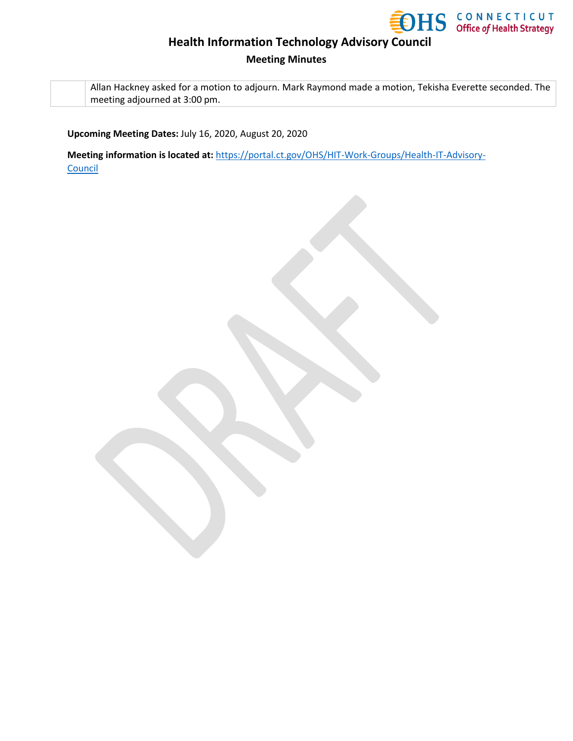# Health Information Technology Advisory Council

## Meeting Minutes

| | |
|---|---|
| | Allan Hackney asked for a motion to adjourn. Mark Raymond made a motion, Tekisha Everette seconded. The meeting adjourned at 3:00 pm. |

**Upcoming Meeting Dates:** July 16, 2020, August 20, 2020

**Meeting information is located at:** https://portal.ct.gov/OHS/HIT-Work-Groups/Health-IT-Advisory-Council